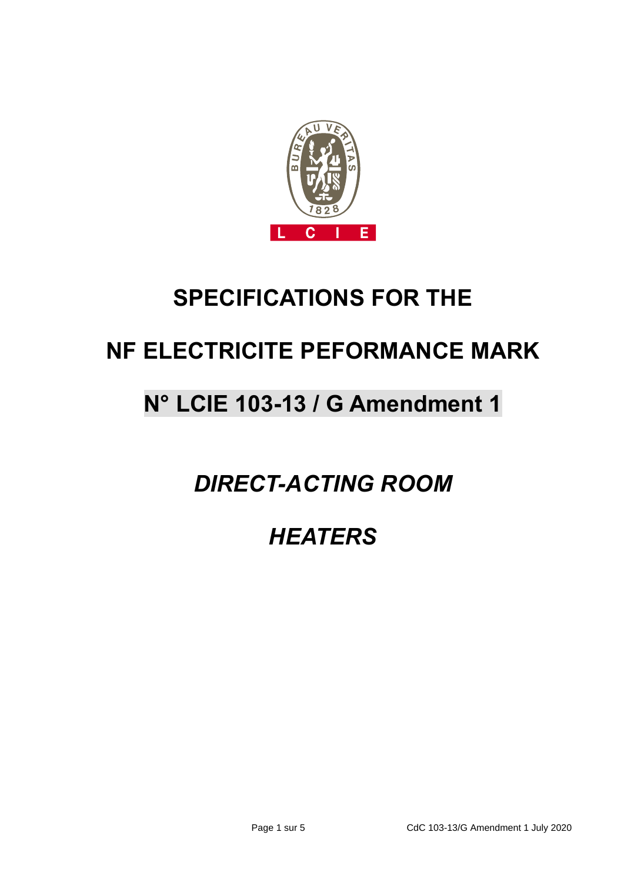# SPECIFICATIONS FOR THE

# NF ELECTRICITE PEFORMANCE MARK

# N° LCIE 103-13 / G Amendment 1

## *DIRECT-ACTING ROOM*

## *HEATERS*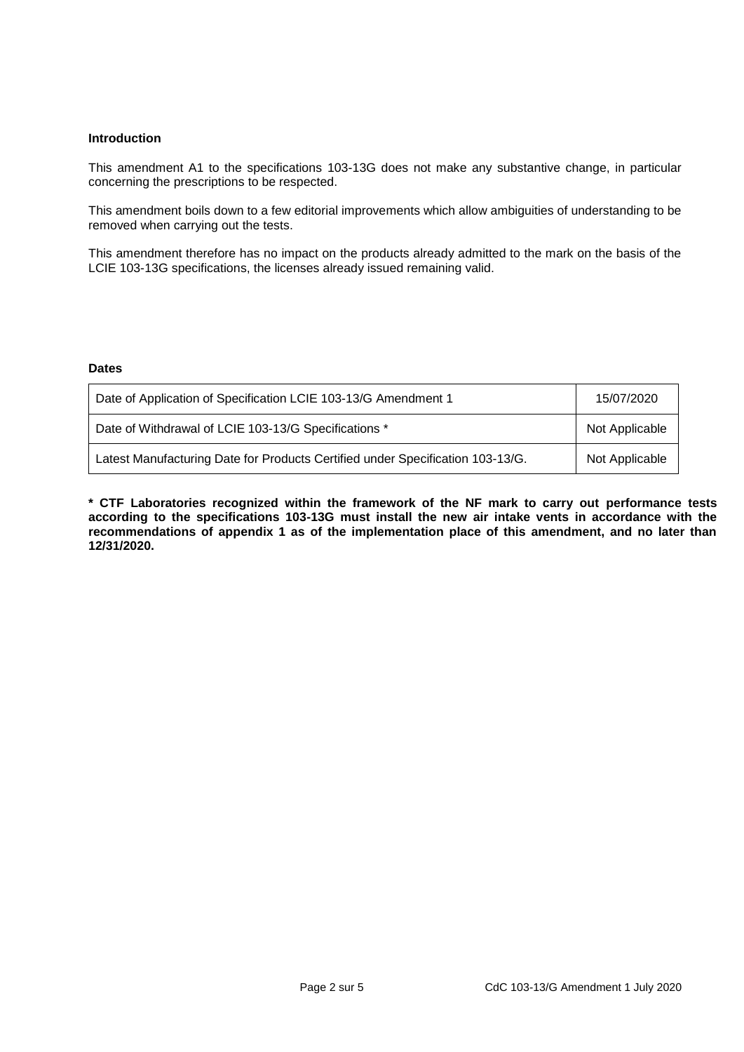**Introduction**

This amendment A1 to the specifications 103-13G does not make any substantive change, in particular concerning the prescriptions to be respected.

This amendment boils down to a few editorial improvements which allow ambiguities of understanding to be removed when carrying out the tests.

This amendment therefore has no impact on the products already admitted to the mark on the basis of the LCIE 103-13G specifications, the licenses already issued remaining valid.

**Dates**

| | |
|---|---|
| Date of Application of Specification LCIE 103-13/G Amendment 1 | 15/07/2020 |
| Date of Withdrawal of LCIE 103-13/G Specifications * | Not Applicable |
| Latest Manufacturing Date for Products Certified under Specification 103-13/G. | Not Applicable |

**\* CTF Laboratories recognized within the framework of the NF mark to carry out performance tests according to the specifications 103-13G must install the new air intake vents in accordance with the recommendations of appendix 1 as of the implementation place of this amendment, and no later than 12/31/2020.**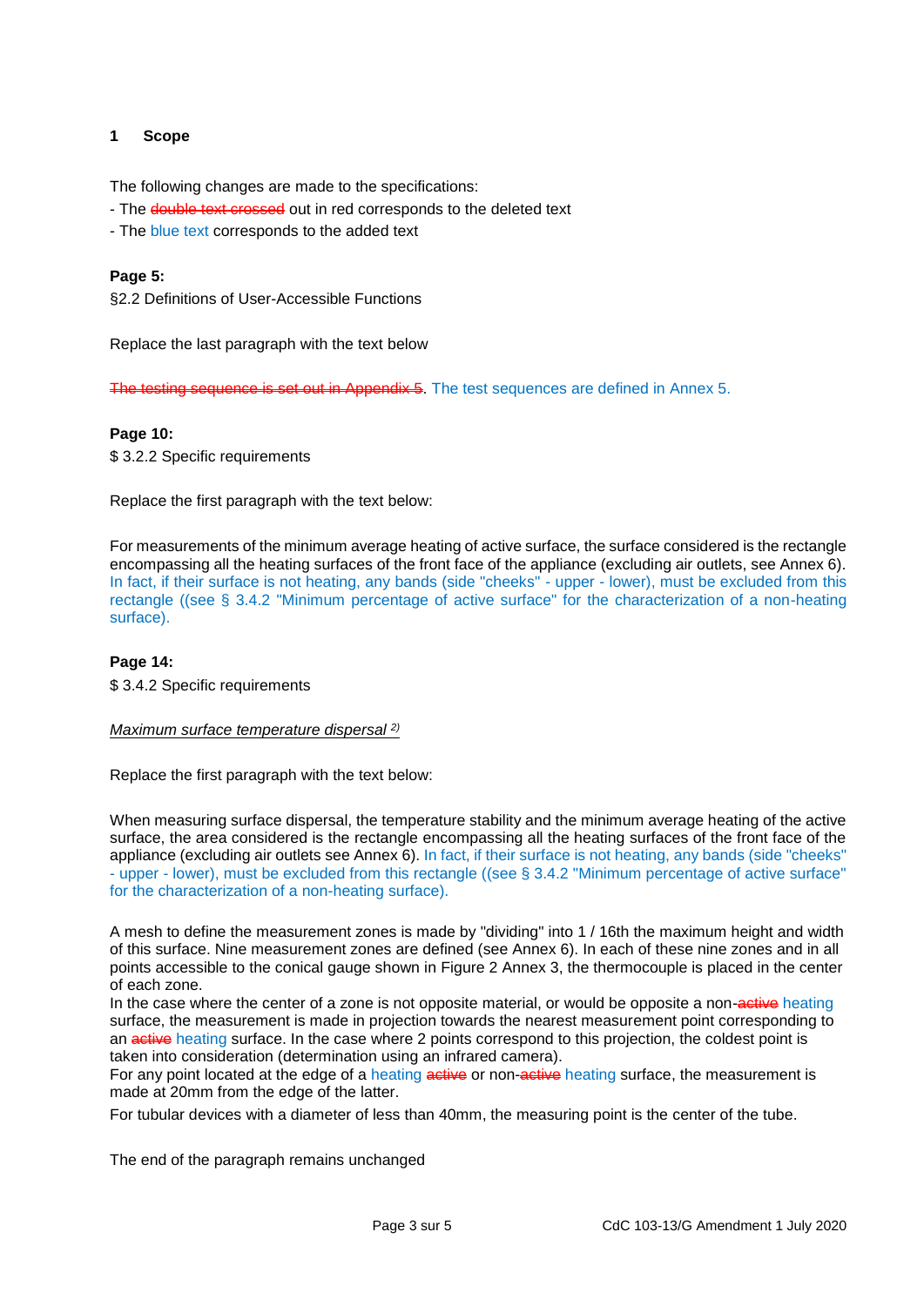## 1 Scope

The following changes are made to the specifications:

- The ~~double text crossed~~ out in red corresponds to the deleted text
- The blue text corresponds to the added text

**Page 5:**

§2.2 Definitions of User-Accessible Functions

Replace the last paragraph with the text below

~~The testing sequence is set out in Appendix 5~~. The test sequences are defined in Annex 5.

**Page 10:**

$ 3.2.2 Specific requirements

Replace the first paragraph with the text below:

For measurements of the minimum average heating of active surface, the surface considered is the rectangle encompassing all the heating surfaces of the front face of the appliance (excluding air outlets, see Annex 6). In fact, if their surface is not heating, any bands (side "cheeks" - upper - lower), must be excluded from this rectangle ((see § 3.4.2 "Minimum percentage of active surface" for the characterization of a non-heating surface).

**Page 14:**

$ 3.4.2 Specific requirements

*Maximum surface temperature dispersal [2)]*

Replace the first paragraph with the text below:

When measuring surface dispersal, the temperature stability and the minimum average heating of the active surface, the area considered is the rectangle encompassing all the heating surfaces of the front face of the appliance (excluding air outlets see Annex 6). In fact, if their surface is not heating, any bands (side "cheeks" - upper - lower), must be excluded from this rectangle ((see § 3.4.2 "Minimum percentage of active surface" for the characterization of a non-heating surface).

A mesh to define the measurement zones is made by "dividing" into 1 / 16th the maximum height and width of this surface. Nine measurement zones are defined (see Annex 6). In each of these nine zones and in all points accessible to the conical gauge shown in Figure 2 Annex 3, the thermocouple is placed in the center of each zone.

In the case where the center of a zone is not opposite material, or would be opposite a non-~~active~~ heating surface, the measurement is made in projection towards the nearest measurement point corresponding to an ~~active~~ heating surface. In the case where 2 points correspond to this projection, the coldest point is taken into consideration (determination using an infrared camera).

For any point located at the edge of a heating ~~active~~ or non-~~active~~ heating surface, the measurement is made at 20mm from the edge of the latter.

For tubular devices with a diameter of less than 40mm, the measuring point is the center of the tube.

The end of the paragraph remains unchanged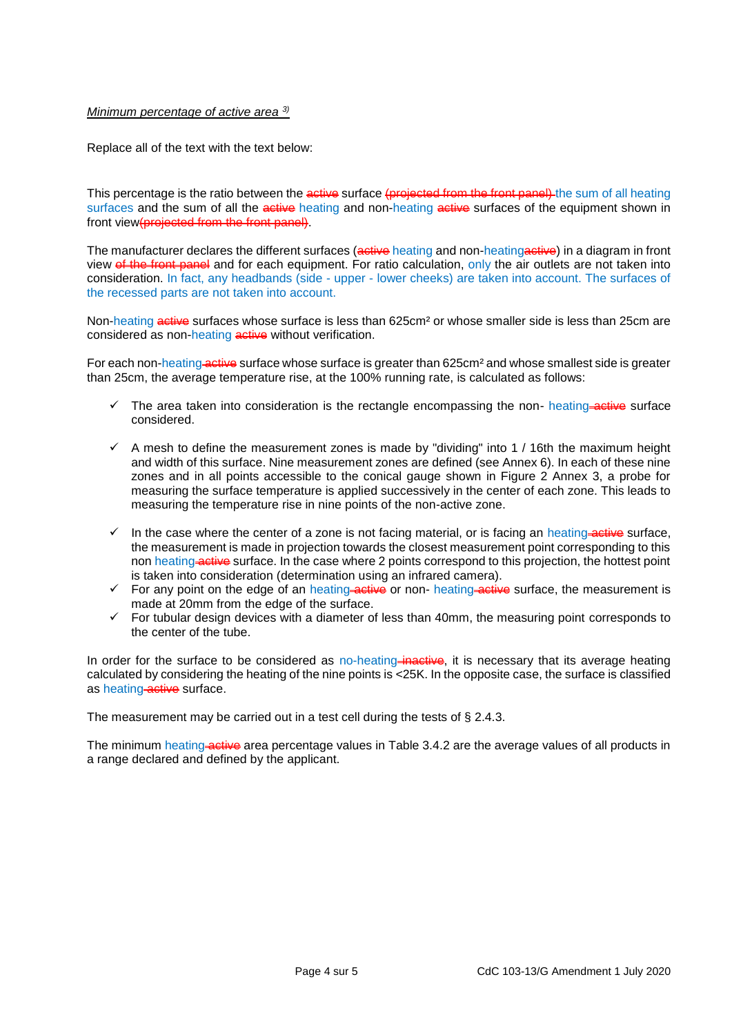*Minimum percentage of active area* [3)]

Replace all of the text with the text below:

This percentage is the ratio between the ~~active~~ surface ~~(projected from the front panel)~~ the sum of all heating surfaces and the sum of all the ~~active~~ heating and non-heating ~~active~~ surfaces of the equipment shown in front view~~(projected from the front panel)~~.

The manufacturer declares the different surfaces (~~active~~ heating and non-heating~~active~~) in a diagram in front view ~~of the front panel~~ and for each equipment. For ratio calculation, only the air outlets are not taken into consideration. In fact, any headbands (side - upper - lower cheeks) are taken into account. The surfaces of the recessed parts are not taken into account.

Non-heating ~~active~~ surfaces whose surface is less than 625cm² or whose smaller side is less than 25cm are considered as non-heating ~~active~~ without verification.

For each non-heating ~~active~~ surface whose surface is greater than 625cm² and whose smallest side is greater than 25cm, the average temperature rise, at the 100% running rate, is calculated as follows:

- ✓ The area taken into consideration is the rectangle encompassing the non- heating ~~active~~ surface considered.
- ✓ A mesh to define the measurement zones is made by "dividing" into 1 / 16th the maximum height and width of this surface. Nine measurement zones are defined (see Annex 6). In each of these nine zones and in all points accessible to the conical gauge shown in Figure 2 Annex 3, a probe for measuring the surface temperature is applied successively in the center of each zone. This leads to measuring the temperature rise in nine points of the non-active zone.
- ✓ In the case where the center of a zone is not facing material, or is facing an heating ~~active~~ surface, the measurement is made in projection towards the closest measurement point corresponding to this non heating ~~active~~ surface. In the case where 2 points correspond to this projection, the hottest point is taken into consideration (determination using an infrared camera).
- ✓ For any point on the edge of an heating ~~active~~ or non- heating ~~active~~ surface, the measurement is made at 20mm from the edge of the surface.
- ✓ For tubular design devices with a diameter of less than 40mm, the measuring point corresponds to the center of the tube.

In order for the surface to be considered as no-heating ~~inactive~~, it is necessary that its average heating calculated by considering the heating of the nine points is <25K. In the opposite case, the surface is classified as heating ~~active~~ surface.

The measurement may be carried out in a test cell during the tests of § 2.4.3.

The minimum heating ~~active~~ area percentage values in Table 3.4.2 are the average values of all products in a range declared and defined by the applicant.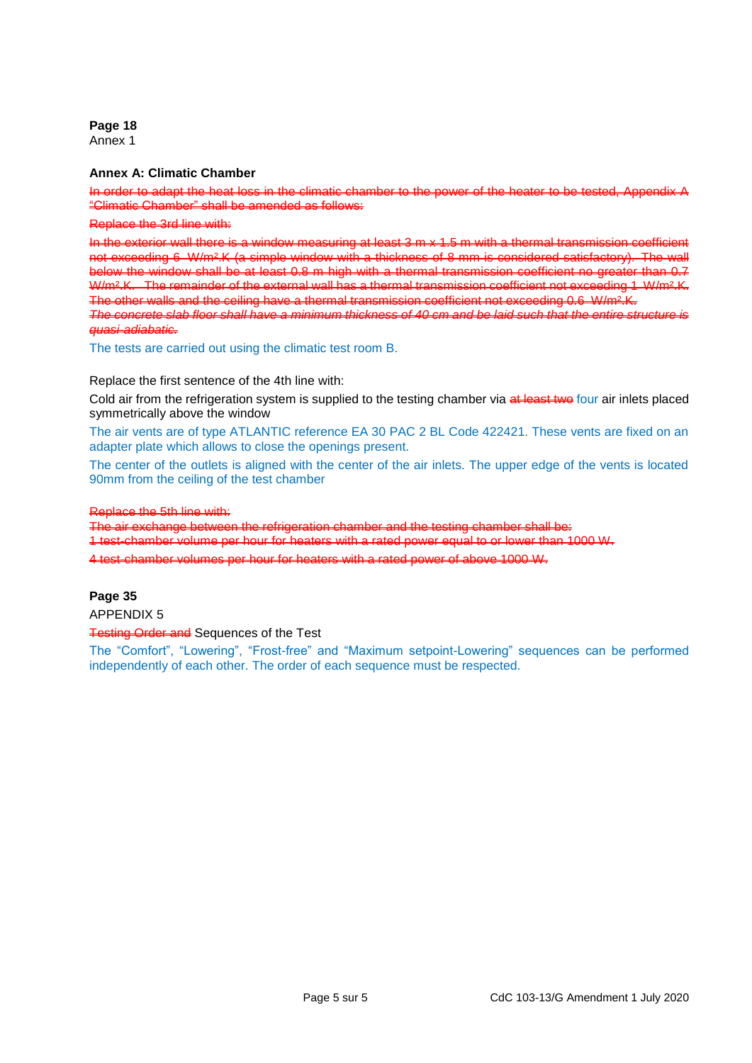**Page 18**

Annex 1

**Annex A: Climatic Chamber**

~~In order to adapt the heat loss in the climatic chamber to the power of the heater to be tested, Appendix A "Climatic Chamber" shall be amended as follows:~~

~~Replace the 3rd line with:~~

~~In the exterior wall there is a window measuring at least 3 m x 1.5 m with a thermal transmission coefficient not exceeding 6 W/m².K (a simple window with a thickness of 8 mm is considered satisfactory). The wall below the window shall be at least 0.8 m high with a thermal transmission coefficient no greater than 0.7 W/m².K. The remainder of the external wall has a thermal transmission coefficient not exceeding 1 W/m².K. The other walls and the ceiling have a thermal transmission coefficient not exceeding 0.6 W/m².K.~~

~~*The concrete slab floor shall have a minimum thickness of 40 cm and be laid such that the entire structure is quasi-adiabatic.*~~

The tests are carried out using the climatic test room B.

Replace the first sentence of the 4th line with:

Cold air from the refrigeration system is supplied to the testing chamber via ~~at least two~~ four air inlets placed symmetrically above the window

The air vents are of type ATLANTIC reference EA 30 PAC 2 BL Code 422421. These vents are fixed on an adapter plate which allows to close the openings present.

The center of the outlets is aligned with the center of the air inlets. The upper edge of the vents is located 90mm from the ceiling of the test chamber

~~Replace the 5th line with:~~
~~The air exchange between the refrigeration chamber and the testing chamber shall be:~~
~~1 test-chamber volume per hour for heaters with a rated power equal to or lower than 1000 W.~~

~~4 test-chamber volumes per hour for heaters with a rated power of above 1000 W.~~

**Page 35**

APPENDIX 5

~~Testing Order and~~ Sequences of the Test

The "Comfort", "Lowering", "Frost-free" and "Maximum setpoint-Lowering" sequences can be performed independently of each other. The order of each sequence must be respected.